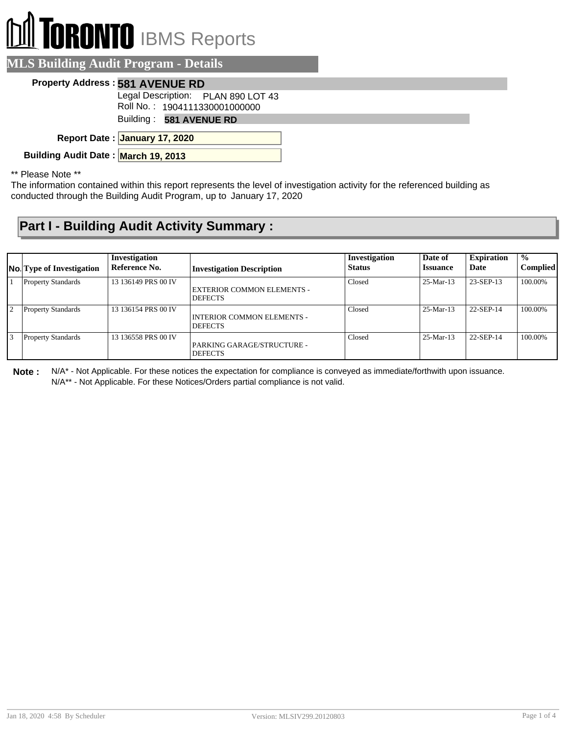# TORONTO IBMS Reports

## MLS Building Audit Program - Details

**Property Address :** **581 AVENUE RD**

Legal Description: PLAN 890 LOT 43

Roll No. : 1904111330001000000

Building : **581 AVENUE RD**

**Report Date :** **January 17, 2020**

**Building Audit Date :** **March 19, 2013**

** Please Note **

The information contained within this report represents the level of investigation activity for the referenced building as conducted through the Building Audit Program, up to January 17, 2020

## Part I - Building Audit Activity Summary :

| No. | Type of Investigation | Investigation Reference No. | Investigation Description | Investigation Status | Date of Issuance | Expiration Date | % Complied |
|---|---|---|---|---|---|---|---|
| 1 | Property Standards | 13 136149 PRS 00 IV | EXTERIOR COMMON ELEMENTS - DEFECTS | Closed | 25-Mar-13 | 23-SEP-13 | 100.00% |
| 2 | Property Standards | 13 136154 PRS 00 IV | INTERIOR COMMON ELEMENTS - DEFECTS | Closed | 25-Mar-13 | 22-SEP-14 | 100.00% |
| 3 | Property Standards | 13 136558 PRS 00 IV | PARKING GARAGE/STRUCTURE - DEFECTS | Closed | 25-Mar-13 | 22-SEP-14 | 100.00% |

**Note :** N/A* - Not Applicable. For these notices the expectation for compliance is conveyed as immediate/forthwith upon issuance.
N/A** - Not Applicable. For these Notices/Orders partial compliance is not valid.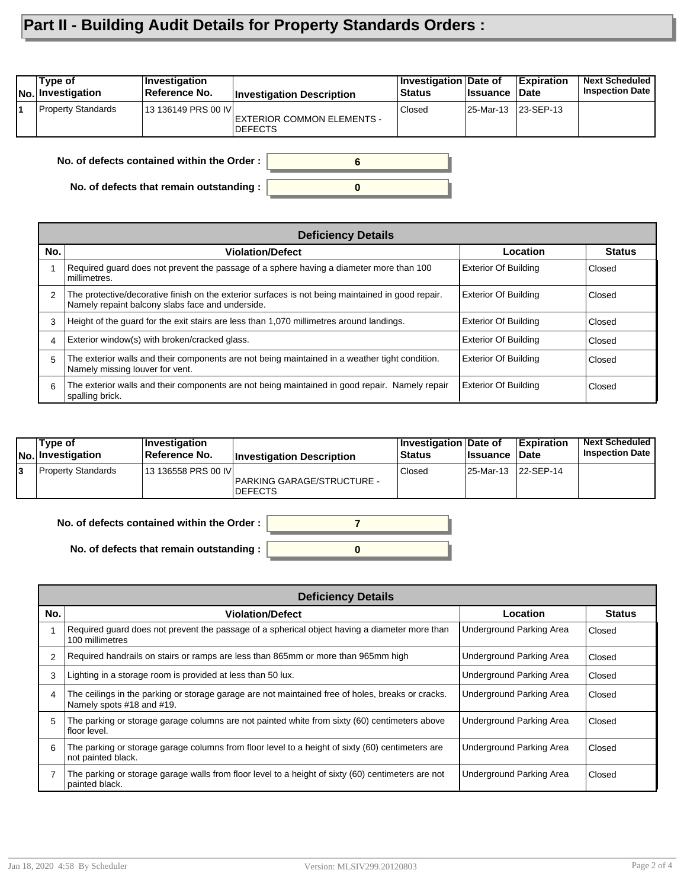# Part II - Building Audit Details for Property Standards Orders :

| No. | Type of Investigation | Investigation Reference No. | Investigation Description | Investigation Status | Date of Issuance | Expiration Date | Next Scheduled Inspection Date |
|---|---|---|---|---|---|---|---|
| 1 | Property Standards | 13 136149 PRS 00 IV | EXTERIOR COMMON ELEMENTS - DEFECTS | Closed | 25-Mar-13 | 23-SEP-13 | |

**No. of defects contained within the Order :** 6

**No. of defects that remain outstanding :** 0

| Deficiency Details | | | |
|---|---|---|---|
| **No.** | **Violation/Defect** | **Location** | **Status** |
| 1 | Required guard does not prevent the passage of a sphere having a diameter more than 100 millimetres. | Exterior Of Building | Closed |
| 2 | The protective/decorative finish on the exterior surfaces is not being maintained in good repair. Namely repaint balcony slabs face and underside. | Exterior Of Building | Closed |
| 3 | Height of the guard for the exit stairs are less than 1,070 millimetres around landings. | Exterior Of Building | Closed |
| 4 | Exterior window(s) with broken/cracked glass. | Exterior Of Building | Closed |
| 5 | The exterior walls and their components are not being maintained in a weather tight condition. Namely missing louver for vent. | Exterior Of Building | Closed |
| 6 | The exterior walls and their components are not being maintained in good repair. Namely repair spalling brick. | Exterior Of Building | Closed |

| No. | Type of Investigation | Investigation Reference No. | Investigation Description | Investigation Status | Date of Issuance | Expiration Date | Next Scheduled Inspection Date |
|---|---|---|---|---|---|---|---|
| 3 | Property Standards | 13 136558 PRS 00 IV | PARKING GARAGE/STRUCTURE - DEFECTS | Closed | 25-Mar-13 | 22-SEP-14 | |

**No. of defects contained within the Order :** 7

**No. of defects that remain outstanding :** 0

| Deficiency Details | | | |
|---|---|---|---|
| **No.** | **Violation/Defect** | **Location** | **Status** |
| 1 | Required guard does not prevent the passage of a spherical object having a diameter more than 100 millimetres | Underground Parking Area | Closed |
| 2 | Required handrails on stairs or ramps are less than 865mm or more than 965mm high | Underground Parking Area | Closed |
| 3 | Lighting in a storage room is provided at less than 50 lux. | Underground Parking Area | Closed |
| 4 | The ceilings in the parking or storage garage are not maintained free of holes, breaks or cracks. Namely spots #18 and #19. | Underground Parking Area | Closed |
| 5 | The parking or storage garage columns are not painted white from sixty (60) centimeters above floor level. | Underground Parking Area | Closed |
| 6 | The parking or storage garage columns from floor level to a height of sixty (60) centimeters are not painted black. | Underground Parking Area | Closed |
| 7 | The parking or storage garage walls from floor level to a height of sixty (60) centimeters are not painted black. | Underground Parking Area | Closed |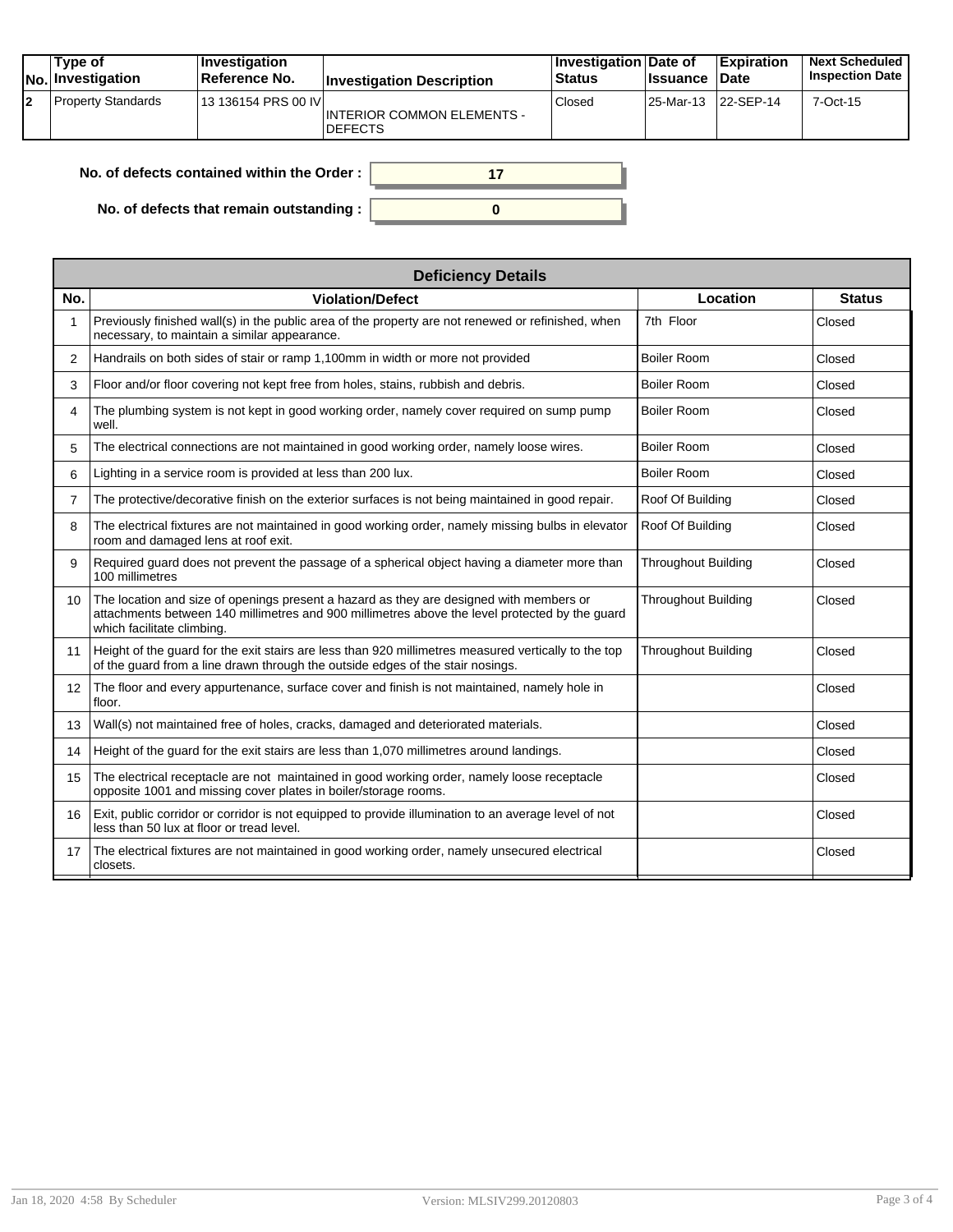| No. | Type of Investigation | Investigation Reference No. | Investigation Description | Investigation Status | Date of Issuance | Expiration Date | Next Scheduled Inspection Date |
|---|---|---|---|---|---|---|---|
| 2 | Property Standards | 13 136154 PRS 00 IV | INTERIOR COMMON ELEMENTS - DEFECTS | Closed | 25-Mar-13 | 22-SEP-14 | 7-Oct-15 |

**No. of defects contained within the Order :** 17

**No. of defects that remain outstanding :** 0

| Deficiency Details | | | |
|---|---|---|---|
| **No.** | **Violation/Defect** | **Location** | **Status** |
| 1 | Previously finished wall(s) in the public area of the property are not renewed or refinished, when necessary, to maintain a similar appearance. | 7th Floor | Closed |
| 2 | Handrails on both sides of stair or ramp 1,100mm in width or more not provided | Boiler Room | Closed |
| 3 | Floor and/or floor covering not kept free from holes, stains, rubbish and debris. | Boiler Room | Closed |
| 4 | The plumbing system is not kept in good working order, namely cover required on sump pump well. | Boiler Room | Closed |
| 5 | The electrical connections are not maintained in good working order, namely loose wires. | Boiler Room | Closed |
| 6 | Lighting in a service room is provided at less than 200 lux. | Boiler Room | Closed |
| 7 | The protective/decorative finish on the exterior surfaces is not being maintained in good repair. | Roof Of Building | Closed |
| 8 | The electrical fixtures are not maintained in good working order, namely missing bulbs in elevator room and damaged lens at roof exit. | Roof Of Building | Closed |
| 9 | Required guard does not prevent the passage of a spherical object having a diameter more than 100 millimetres | Throughout Building | Closed |
| 10 | The location and size of openings present a hazard as they are designed with members or attachments between 140 millimetres and 900 millimetres above the level protected by the guard which facilitate climbing. | Throughout Building | Closed |
| 11 | Height of the guard for the exit stairs are less than 920 millimetres measured vertically to the top of the guard from a line drawn through the outside edges of the stair nosings. | Throughout Building | Closed |
| 12 | The floor and every appurtenance, surface cover and finish is not maintained, namely hole in floor. | | Closed |
| 13 | Wall(s) not maintained free of holes, cracks, damaged and deteriorated materials. | | Closed |
| 14 | Height of the guard for the exit stairs are less than 1,070 millimetres around landings. | | Closed |
| 15 | The electrical receptacle are not maintained in good working order, namely loose receptacle opposite 1001 and missing cover plates in boiler/storage rooms. | | Closed |
| 16 | Exit, public corridor or corridor is not equipped to provide illumination to an average level of not less than 50 lux at floor or tread level. | | Closed |
| 17 | The electrical fixtures are not maintained in good working order, namely unsecured electrical closets. | | Closed |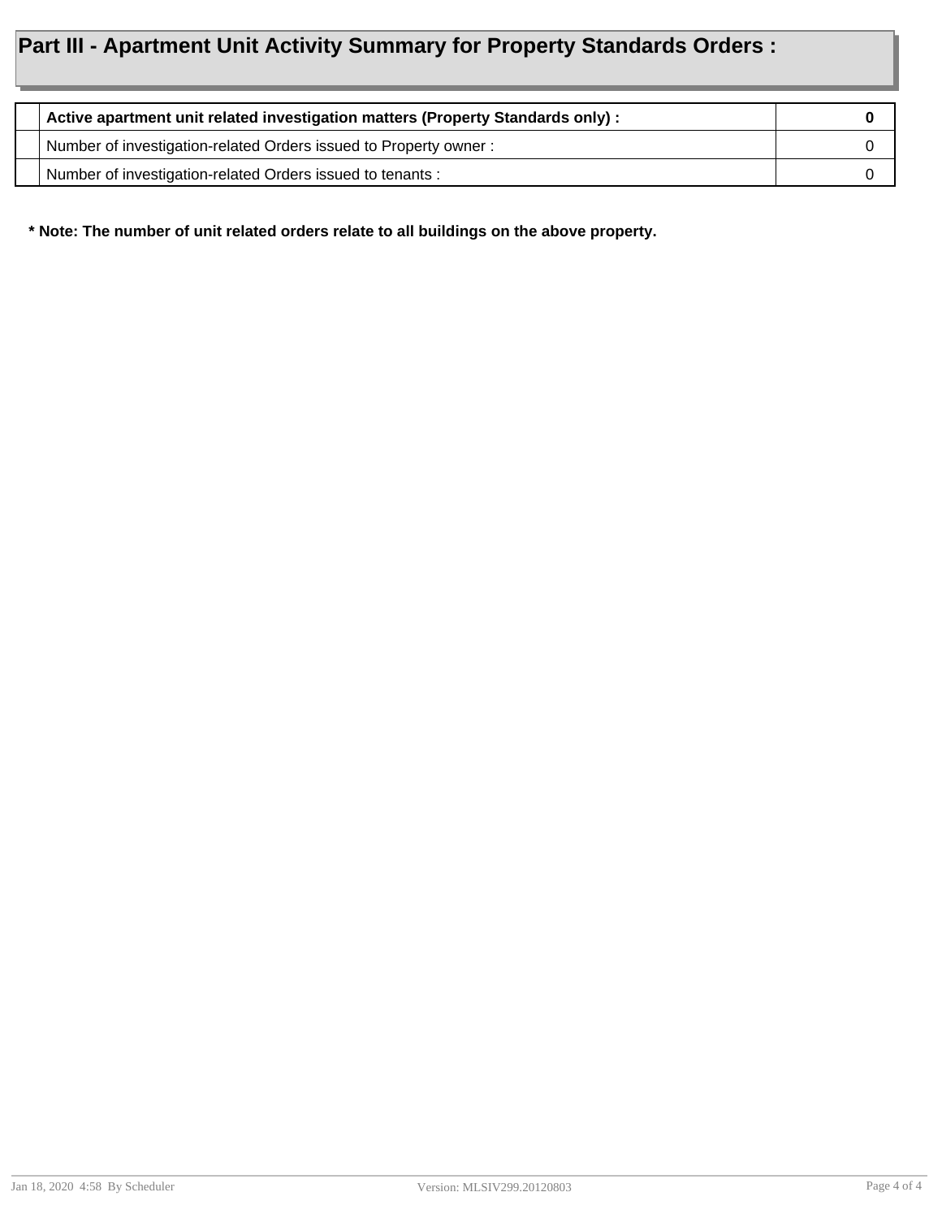# Part III - Apartment Unit Activity Summary for Property Standards Orders :

| | | |
|---|---|---|
| | **Active apartment unit related investigation matters (Property Standards only) :** | **0** |
| | Number of investigation-related Orders issued to Property owner : | 0 |
| | Number of investigation-related Orders issued to tenants : | 0 |

**\* Note: The number of unit related orders relate to all buildings on the above property.**

Jan 18, 2020 4:58 By Scheduler Version: MLSIV299.20120803